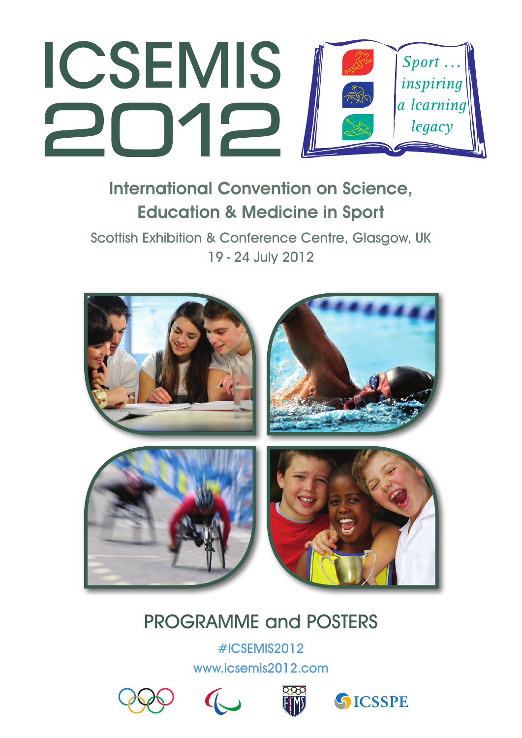# ICSEMIS 2012

*Sport … inspiring a learning legacy*

## International Convention on Science, Education & Medicine in Sport

Scottish Exhibition & Conference Centre, Glasgow, UK

19 - 24 July 2012

## PROGRAMME and POSTERS

#ICSEMIS2012

www.icsemis2012.com

ICSSPE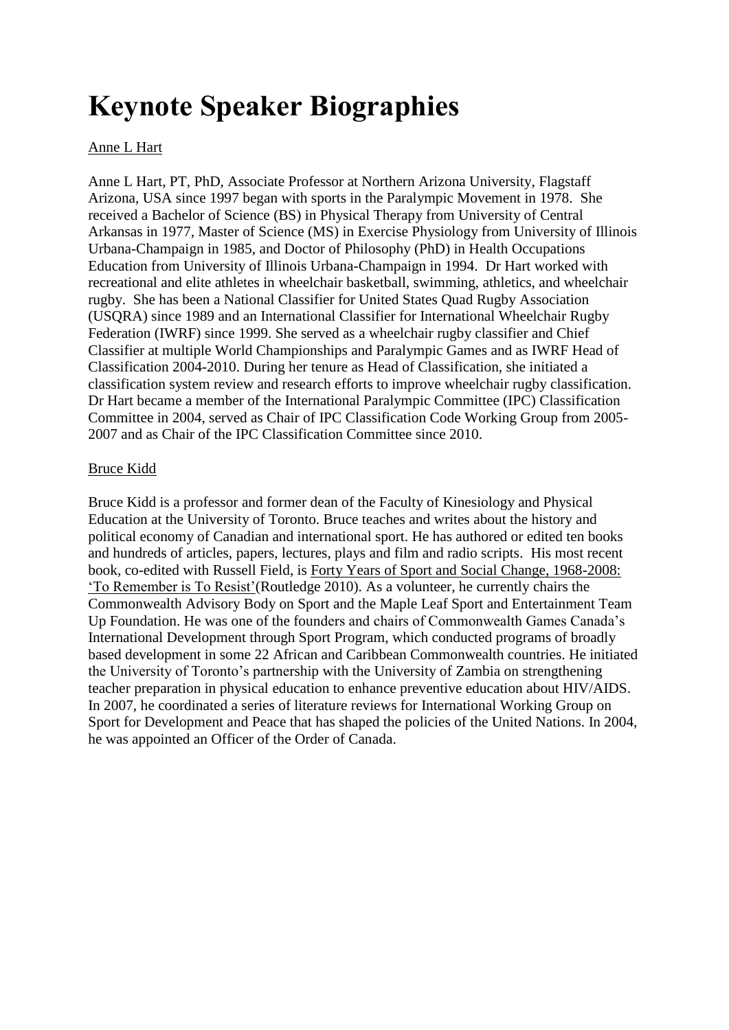# Keynote Speaker Biographies

Anne L Hart

Anne L Hart, PT, PhD, Associate Professor at Northern Arizona University, Flagstaff Arizona, USA since 1997 began with sports in the Paralympic Movement in 1978. She received a Bachelor of Science (BS) in Physical Therapy from University of Central Arkansas in 1977, Master of Science (MS) in Exercise Physiology from University of Illinois Urbana-Champaign in 1985, and Doctor of Philosophy (PhD) in Health Occupations Education from University of Illinois Urbana-Champaign in 1994. Dr Hart worked with recreational and elite athletes in wheelchair basketball, swimming, athletics, and wheelchair rugby. She has been a National Classifier for United States Quad Rugby Association (USQRA) since 1989 and an International Classifier for International Wheelchair Rugby Federation (IWRF) since 1999. She served as a wheelchair rugby classifier and Chief Classifier at multiple World Championships and Paralympic Games and as IWRF Head of Classification 2004-2010. During her tenure as Head of Classification, she initiated a classification system review and research efforts to improve wheelchair rugby classification. Dr Hart became a member of the International Paralympic Committee (IPC) Classification Committee in 2004, served as Chair of IPC Classification Code Working Group from 2005-2007 and as Chair of the IPC Classification Committee since 2010.

Bruce Kidd

Bruce Kidd is a professor and former dean of the Faculty of Kinesiology and Physical Education at the University of Toronto. Bruce teaches and writes about the history and political economy of Canadian and international sport. He has authored or edited ten books and hundreds of articles, papers, lectures, plays and film and radio scripts. His most recent book, co-edited with Russell Field, is Forty Years of Sport and Social Change, 1968-2008: 'To Remember is To Resist'(Routledge 2010). As a volunteer, he currently chairs the Commonwealth Advisory Body on Sport and the Maple Leaf Sport and Entertainment Team Up Foundation. He was one of the founders and chairs of Commonwealth Games Canada's International Development through Sport Program, which conducted programs of broadly based development in some 22 African and Caribbean Commonwealth countries. He initiated the University of Toronto's partnership with the University of Zambia on strengthening teacher preparation in physical education to enhance preventive education about HIV/AIDS. In 2007, he coordinated a series of literature reviews for International Working Group on Sport for Development and Peace that has shaped the policies of the United Nations. In 2004, he was appointed an Officer of the Order of Canada.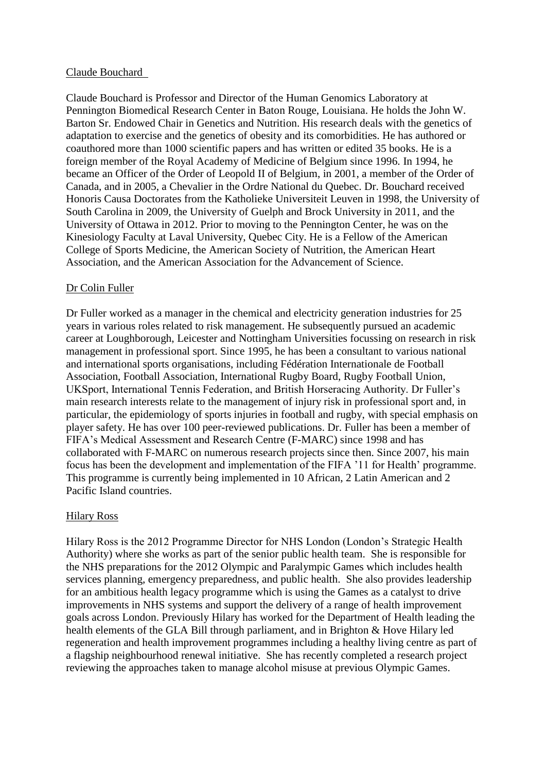## Claude Bouchard

Claude Bouchard is Professor and Director of the Human Genomics Laboratory at Pennington Biomedical Research Center in Baton Rouge, Louisiana. He holds the John W. Barton Sr. Endowed Chair in Genetics and Nutrition. His research deals with the genetics of adaptation to exercise and the genetics of obesity and its comorbidities. He has authored or coauthored more than 1000 scientific papers and has written or edited 35 books. He is a foreign member of the Royal Academy of Medicine of Belgium since 1996. In 1994, he became an Officer of the Order of Leopold II of Belgium, in 2001, a member of the Order of Canada, and in 2005, a Chevalier in the Ordre National du Quebec. Dr. Bouchard received Honoris Causa Doctorates from the Katholieke Universiteit Leuven in 1998, the University of South Carolina in 2009, the University of Guelph and Brock University in 2011, and the University of Ottawa in 2012. Prior to moving to the Pennington Center, he was on the Kinesiology Faculty at Laval University, Quebec City. He is a Fellow of the American College of Sports Medicine, the American Society of Nutrition, the American Heart Association, and the American Association for the Advancement of Science.

## Dr Colin Fuller

Dr Fuller worked as a manager in the chemical and electricity generation industries for 25 years in various roles related to risk management. He subsequently pursued an academic career at Loughborough, Leicester and Nottingham Universities focussing on research in risk management in professional sport. Since 1995, he has been a consultant to various national and international sports organisations, including Fédération Internationale de Football Association, Football Association, International Rugby Board, Rugby Football Union, UKSport, International Tennis Federation, and British Horseracing Authority. Dr Fuller's main research interests relate to the management of injury risk in professional sport and, in particular, the epidemiology of sports injuries in football and rugby, with special emphasis on player safety. He has over 100 peer-reviewed publications. Dr. Fuller has been a member of FIFA's Medical Assessment and Research Centre (F-MARC) since 1998 and has collaborated with F-MARC on numerous research projects since then. Since 2007, his main focus has been the development and implementation of the FIFA '11 for Health' programme. This programme is currently being implemented in 10 African, 2 Latin American and 2 Pacific Island countries.

## Hilary Ross

Hilary Ross is the 2012 Programme Director for NHS London (London's Strategic Health Authority) where she works as part of the senior public health team. She is responsible for the NHS preparations for the 2012 Olympic and Paralympic Games which includes health services planning, emergency preparedness, and public health. She also provides leadership for an ambitious health legacy programme which is using the Games as a catalyst to drive improvements in NHS systems and support the delivery of a range of health improvement goals across London. Previously Hilary has worked for the Department of Health leading the health elements of the GLA Bill through parliament, and in Brighton & Hove Hilary led regeneration and health improvement programmes including a healthy living centre as part of a flagship neighbourhood renewal initiative. She has recently completed a research project reviewing the approaches taken to manage alcohol misuse at previous Olympic Games.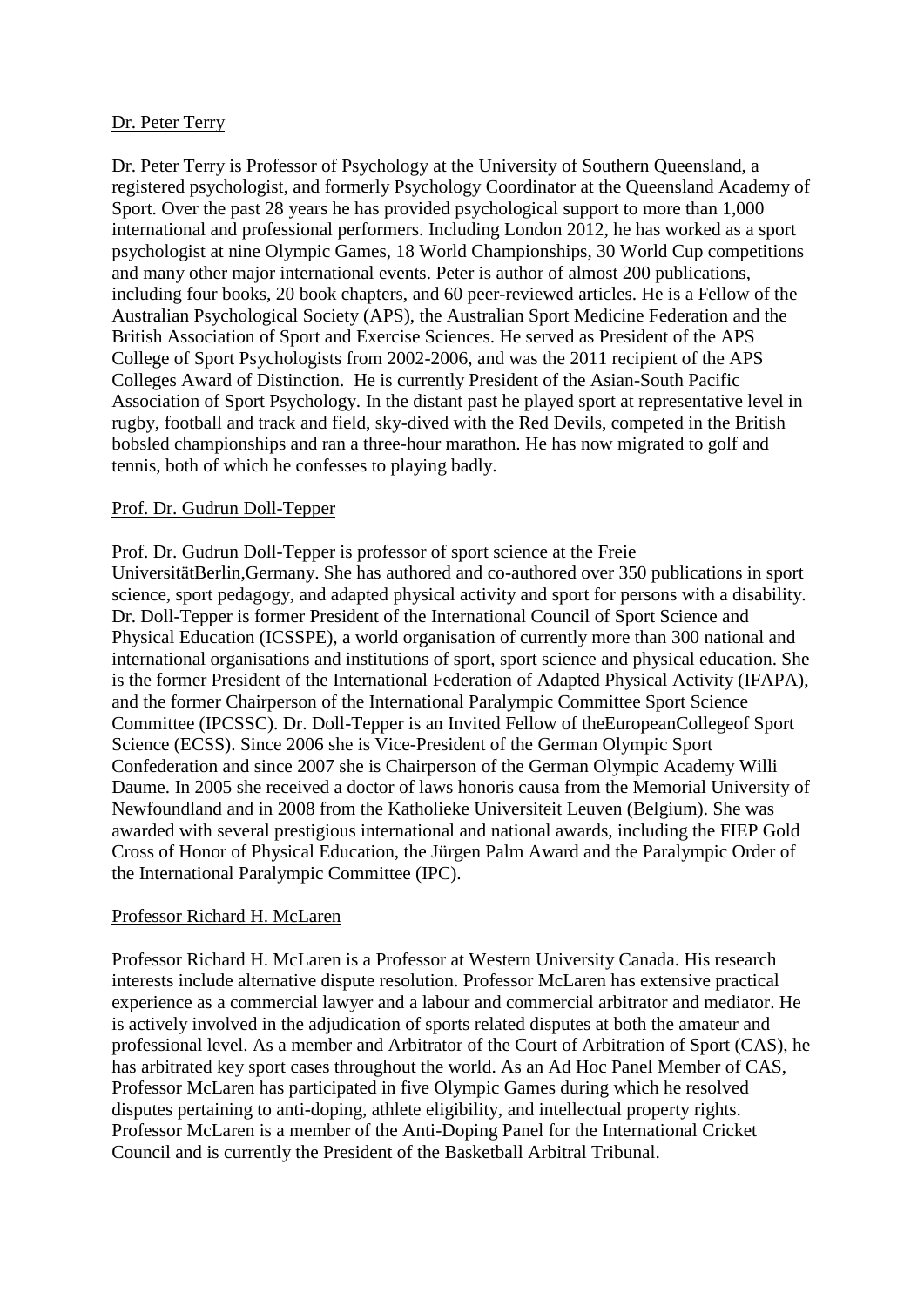Dr. Peter Terry

Dr. Peter Terry is Professor of Psychology at the University of Southern Queensland, a registered psychologist, and formerly Psychology Coordinator at the Queensland Academy of Sport. Over the past 28 years he has provided psychological support to more than 1,000 international and professional performers. Including London 2012, he has worked as a sport psychologist at nine Olympic Games, 18 World Championships, 30 World Cup competitions and many other major international events. Peter is author of almost 200 publications, including four books, 20 book chapters, and 60 peer-reviewed articles. He is a Fellow of the Australian Psychological Society (APS), the Australian Sport Medicine Federation and the British Association of Sport and Exercise Sciences. He served as President of the APS College of Sport Psychologists from 2002-2006, and was the 2011 recipient of the APS Colleges Award of Distinction. He is currently President of the Asian-South Pacific Association of Sport Psychology. In the distant past he played sport at representative level in rugby, football and track and field, sky-dived with the Red Devils, competed in the British bobsled championships and ran a three-hour marathon. He has now migrated to golf and tennis, both of which he confesses to playing badly.

Prof. Dr. Gudrun Doll-Tepper

Prof. Dr. Gudrun Doll-Tepper is professor of sport science at the Freie UniversitätBerlin,Germany. She has authored and co-authored over 350 publications in sport science, sport pedagogy, and adapted physical activity and sport for persons with a disability. Dr. Doll-Tepper is former President of the International Council of Sport Science and Physical Education (ICSSPE), a world organisation of currently more than 300 national and international organisations and institutions of sport, sport science and physical education. She is the former President of the International Federation of Adapted Physical Activity (IFAPA), and the former Chairperson of the International Paralympic Committee Sport Science Committee (IPCSSC). Dr. Doll-Tepper is an Invited Fellow of theEuropeanCollegeof Sport Science (ECSS). Since 2006 she is Vice-President of the German Olympic Sport Confederation and since 2007 she is Chairperson of the German Olympic Academy Willi Daume. In 2005 she received a doctor of laws honoris causa from the Memorial University of Newfoundland and in 2008 from the Katholieke Universiteit Leuven (Belgium). She was awarded with several prestigious international and national awards, including the FIEP Gold Cross of Honor of Physical Education, the Jürgen Palm Award and the Paralympic Order of the International Paralympic Committee (IPC).

Professor Richard H. McLaren

Professor Richard H. McLaren is a Professor at Western University Canada. His research interests include alternative dispute resolution. Professor McLaren has extensive practical experience as a commercial lawyer and a labour and commercial arbitrator and mediator. He is actively involved in the adjudication of sports related disputes at both the amateur and professional level. As a member and Arbitrator of the Court of Arbitration of Sport (CAS), he has arbitrated key sport cases throughout the world. As an Ad Hoc Panel Member of CAS, Professor McLaren has participated in five Olympic Games during which he resolved disputes pertaining to anti-doping, athlete eligibility, and intellectual property rights. Professor McLaren is a member of the Anti-Doping Panel for the International Cricket Council and is currently the President of the Basketball Arbitral Tribunal.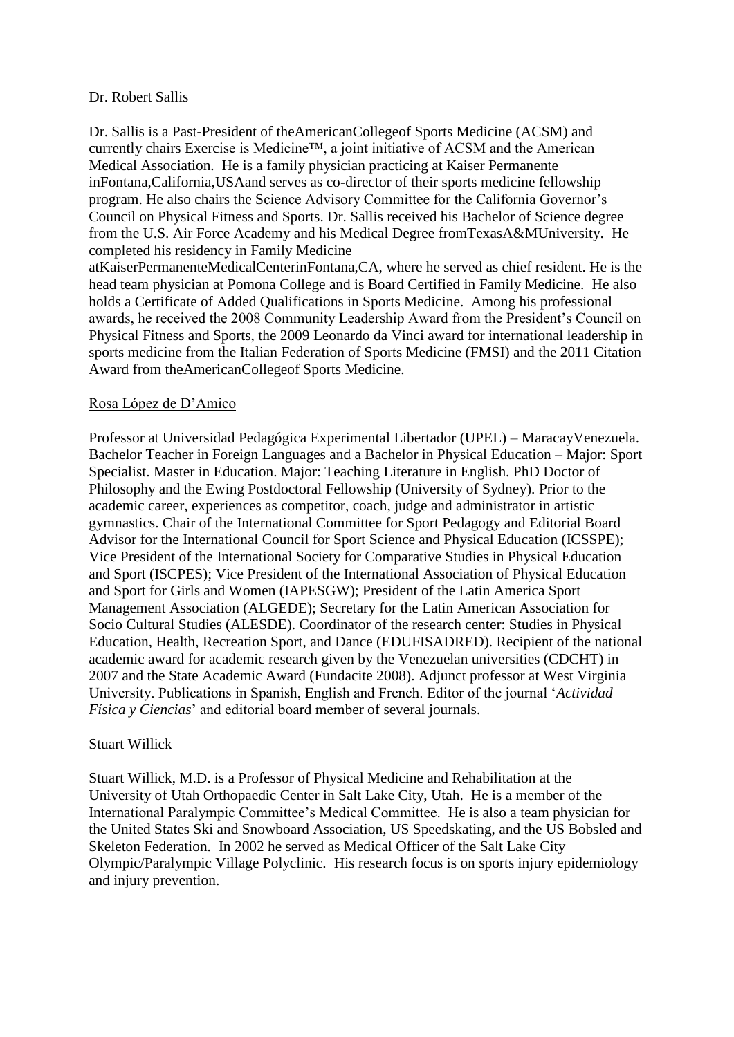Dr. Robert Sallis

Dr. Sallis is a Past-President of theAmericanCollegeof Sports Medicine (ACSM) and currently chairs Exercise is Medicine™, a joint initiative of ACSM and the American Medical Association. He is a family physician practicing at Kaiser Permanente inFontana,California,USAand serves as co-director of their sports medicine fellowship program. He also chairs the Science Advisory Committee for the California Governor's Council on Physical Fitness and Sports. Dr. Sallis received his Bachelor of Science degree from the U.S. Air Force Academy and his Medical Degree fromTexasA&MUniversity. He completed his residency in Family Medicine atKaiserPermanenteMedicalCenterinFontana,CA, where he served as chief resident. He is the head team physician at Pomona College and is Board Certified in Family Medicine. He also holds a Certificate of Added Qualifications in Sports Medicine. Among his professional awards, he received the 2008 Community Leadership Award from the President's Council on Physical Fitness and Sports, the 2009 Leonardo da Vinci award for international leadership in sports medicine from the Italian Federation of Sports Medicine (FMSI) and the 2011 Citation Award from theAmericanCollegeof Sports Medicine.

Rosa López de D'Amico

Professor at Universidad Pedagógica Experimental Libertador (UPEL) – MaracayVenezuela. Bachelor Teacher in Foreign Languages and a Bachelor in Physical Education – Major: Sport Specialist. Master in Education. Major: Teaching Literature in English. PhD Doctor of Philosophy and the Ewing Postdoctoral Fellowship (University of Sydney). Prior to the academic career, experiences as competitor, coach, judge and administrator in artistic gymnastics. Chair of the International Committee for Sport Pedagogy and Editorial Board Advisor for the International Council for Sport Science and Physical Education (ICSSPE); Vice President of the International Society for Comparative Studies in Physical Education and Sport (ISCPES); Vice President of the International Association of Physical Education and Sport for Girls and Women (IAPESGW); President of the Latin America Sport Management Association (ALGEDE); Secretary for the Latin American Association for Socio Cultural Studies (ALESDE). Coordinator of the research center: Studies in Physical Education, Health, Recreation Sport, and Dance (EDUFISADRED). Recipient of the national academic award for academic research given by the Venezuelan universities (CDCHT) in 2007 and the State Academic Award (Fundacite 2008). Adjunct professor at West Virginia University. Publications in Spanish, English and French. Editor of the journal '*Actividad Física y Ciencias*' and editorial board member of several journals.

Stuart Willick

Stuart Willick, M.D. is a Professor of Physical Medicine and Rehabilitation at the University of Utah Orthopaedic Center in Salt Lake City, Utah. He is a member of the International Paralympic Committee's Medical Committee. He is also a team physician for the United States Ski and Snowboard Association, US Speedskating, and the US Bobsled and Skeleton Federation. In 2002 he served as Medical Officer of the Salt Lake City Olympic/Paralympic Village Polyclinic. His research focus is on sports injury epidemiology and injury prevention.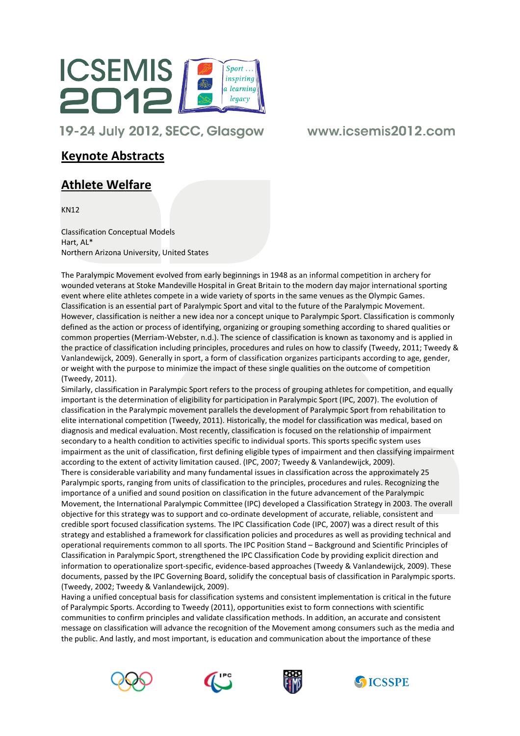## Keynote Abstracts

## Athlete Welfare

KN12

Classification Conceptual Models
Hart, AL*
Northern Arizona University, United States

The Paralympic Movement evolved from early beginnings in 1948 as an informal competition in archery for wounded veterans at Stoke Mandeville Hospital in Great Britain to the modern day major international sporting event where elite athletes compete in a wide variety of sports in the same venues as the Olympic Games. Classification is an essential part of Paralympic Sport and vital to the future of the Paralympic Movement. However, classification is neither a new idea nor a concept unique to Paralympic Sport. Classification is commonly defined as the action or process of identifying, organizing or grouping something according to shared qualities or common properties (Merriam-Webster, n.d.). The science of classification is known as taxonomy and is applied in the practice of classification including principles, procedures and rules on how to classify (Tweedy, 2011; Tweedy & Vanlandewijck, 2009). Generally in sport, a form of classification organizes participants according to age, gender, or weight with the purpose to minimize the impact of these single qualities on the outcome of competition (Tweedy, 2011).

Similarly, classification in Paralympic Sport refers to the process of grouping athletes for competition, and equally important is the determination of eligibility for participation in Paralympic Sport (IPC, 2007). The evolution of classification in the Paralympic movement parallels the development of Paralympic Sport from rehabilitation to elite international competition (Tweedy, 2011). Historically, the model for classification was medical, based on diagnosis and medical evaluation. Most recently, classification is focused on the relationship of impairment secondary to a health condition to activities specific to individual sports. This sports specific system uses impairment as the unit of classification, first defining eligible types of impairment and then classifying impairment according to the extent of activity limitation caused. (IPC, 2007; Tweedy & Vanlandewijck, 2009).

There is considerable variability and many fundamental issues in classification across the approximately 25 Paralympic sports, ranging from units of classification to the principles, procedures and rules. Recognizing the importance of a unified and sound position on classification in the future advancement of the Paralympic Movement, the International Paralympic Committee (IPC) developed a Classification Strategy in 2003. The overall objective for this strategy was to support and co-ordinate development of accurate, reliable, consistent and credible sport focused classification systems. The IPC Classification Code (IPC, 2007) was a direct result of this strategy and established a framework for classification policies and procedures as well as providing technical and operational requirements common to all sports. The IPC Position Stand – Background and Scientific Principles of Classification in Paralympic Sport, strengthened the IPC Classification Code by providing explicit direction and information to operationalize sport-specific, evidence-based approaches (Tweedy & Vanlandewijck, 2009). These documents, passed by the IPC Governing Board, solidify the conceptual basis of classification in Paralympic sports. (Tweedy, 2002; Tweedy & Vanlandewijck, 2009).

Having a unified conceptual basis for classification systems and consistent implementation is critical in the future of Paralympic Sports. According to Tweedy (2011), opportunities exist to form connections with scientific communities to confirm principles and validate classification methods. In addition, an accurate and consistent message on classification will advance the recognition of the Movement among consumers such as the media and the public. And lastly, and most important, is education and communication about the importance of these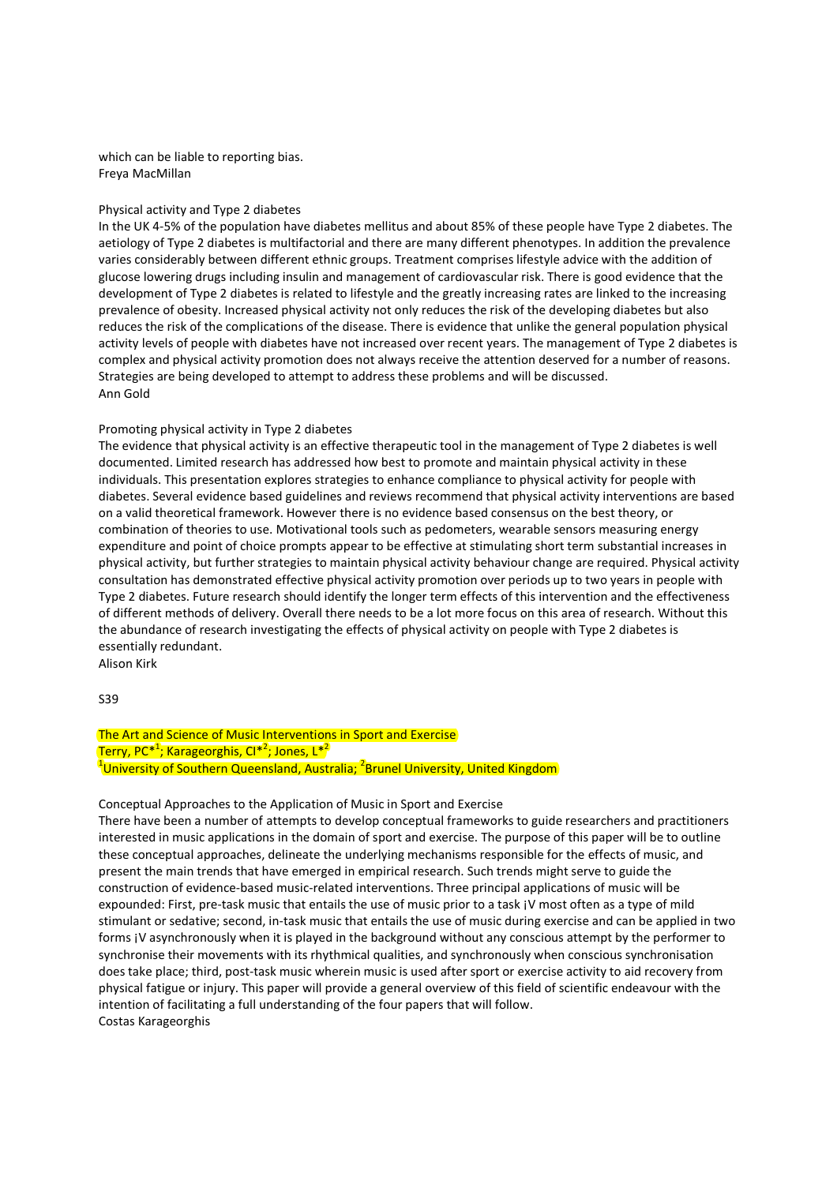which can be liable to reporting bias.
Freya MacMillan

Physical activity and Type 2 diabetes

In the UK 4-5% of the population have diabetes mellitus and about 85% of these people have Type 2 diabetes. The aetiology of Type 2 diabetes is multifactorial and there are many different phenotypes. In addition the prevalence varies considerably between different ethnic groups. Treatment comprises lifestyle advice with the addition of glucose lowering drugs including insulin and management of cardiovascular risk. There is good evidence that the development of Type 2 diabetes is related to lifestyle and the greatly increasing rates are linked to the increasing prevalence of obesity. Increased physical activity not only reduces the risk of the developing diabetes but also reduces the risk of the complications of the disease. There is evidence that unlike the general population physical activity levels of people with diabetes have not increased over recent years. The management of Type 2 diabetes is complex and physical activity promotion does not always receive the attention deserved for a number of reasons. Strategies are being developed to attempt to address these problems and will be discussed.
Ann Gold

Promoting physical activity in Type 2 diabetes

The evidence that physical activity is an effective therapeutic tool in the management of Type 2 diabetes is well documented. Limited research has addressed how best to promote and maintain physical activity in these individuals. This presentation explores strategies to enhance compliance to physical activity for people with diabetes. Several evidence based guidelines and reviews recommend that physical activity interventions are based on a valid theoretical framework. However there is no evidence based consensus on the best theory, or combination of theories to use. Motivational tools such as pedometers, wearable sensors measuring energy expenditure and point of choice prompts appear to be effective at stimulating short term substantial increases in physical activity, but further strategies to maintain physical activity behaviour change are required. Physical activity consultation has demonstrated effective physical activity promotion over periods up to two years in people with Type 2 diabetes. Future research should identify the longer term effects of this intervention and the effectiveness of different methods of delivery. Overall there needs to be a lot more focus on this area of research. Without this the abundance of research investigating the effects of physical activity on people with Type 2 diabetes is essentially redundant.
Alison Kirk

S39

The Art and Science of Music Interventions in Sport and Exercise
Terry, PC*[1]; Karageorghis, CI*[2]; Jones, L*[2]
[1]University of Southern Queensland, Australia; [2]Brunel University, United Kingdom

Conceptual Approaches to the Application of Music in Sport and Exercise

There have been a number of attempts to develop conceptual frameworks to guide researchers and practitioners interested in music applications in the domain of sport and exercise. The purpose of this paper will be to outline these conceptual approaches, delineate the underlying mechanisms responsible for the effects of music, and present the main trends that have emerged in empirical research. Such trends might serve to guide the construction of evidence-based music-related interventions. Three principal applications of music will be expounded: First, pre-task music that entails the use of music prior to a task ¡V most often as a type of mild stimulant or sedative; second, in-task music that entails the use of music during exercise and can be applied in two forms ¡V asynchronously when it is played in the background without any conscious attempt by the performer to synchronise their movements with its rhythmical qualities, and synchronously when conscious synchronisation does take place; third, post-task music wherein music is used after sport or exercise activity to aid recovery from physical fatigue or injury. This paper will provide a general overview of this field of scientific endeavour with the intention of facilitating a full understanding of the four papers that will follow.
Costas Karageorghis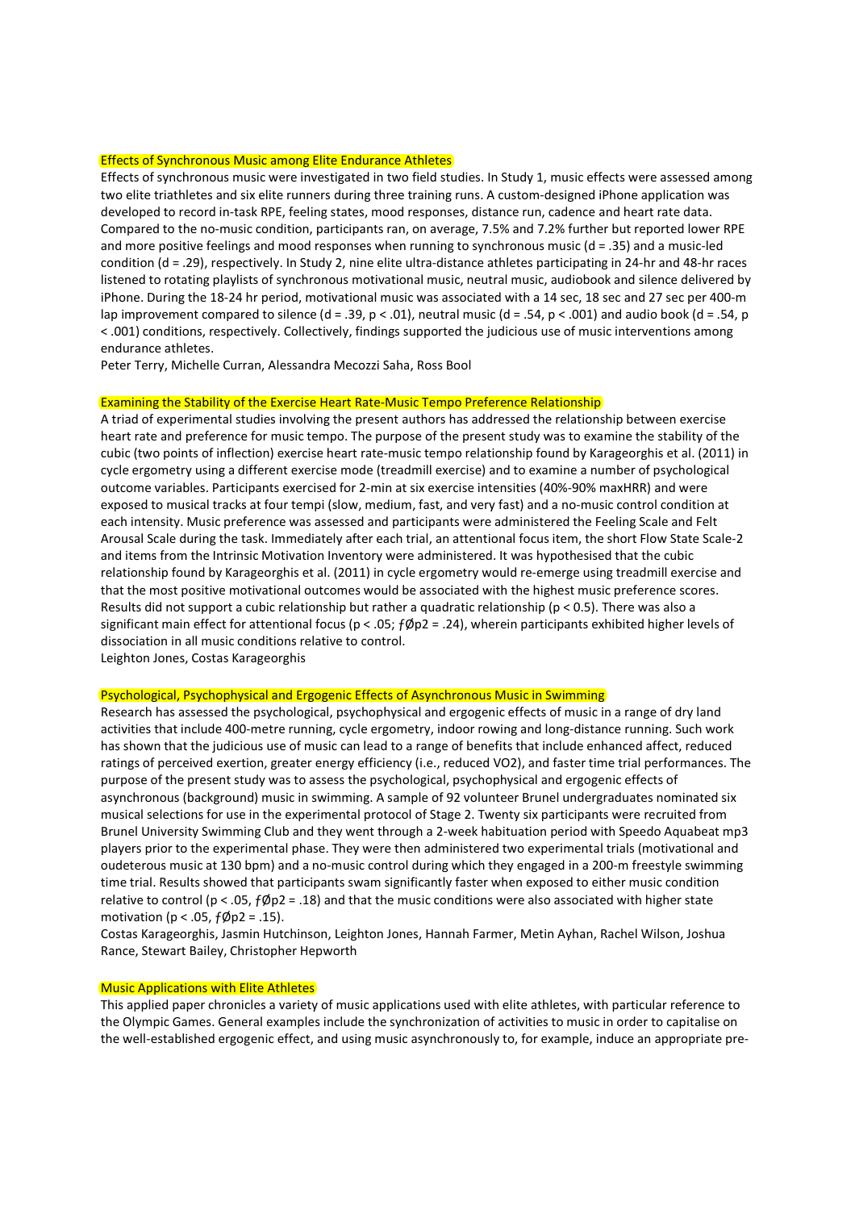### Effects of Synchronous Music among Elite Endurance Athletes

Effects of synchronous music were investigated in two field studies. In Study 1, music effects were assessed among two elite triathletes and six elite runners during three training runs. A custom-designed iPhone application was developed to record in-task RPE, feeling states, mood responses, distance run, cadence and heart rate data. Compared to the no-music condition, participants ran, on average, 7.5% and 7.2% further but reported lower RPE and more positive feelings and mood responses when running to synchronous music ($d = .35$) and a music-led condition ($d = .29$), respectively. In Study 2, nine elite ultra-distance athletes participating in 24-hr and 48-hr races listened to rotating playlists of synchronous motivational music, neutral music, audiobook and silence delivered by iPhone. During the 18-24 hr period, motivational music was associated with a 14 sec, 18 sec and 27 sec per 400-m lap improvement compared to silence ($d = .39$, $p < .01$), neutral music ($d = .54$, $p < .001$) and audio book ($d = .54$, $p < .001$) conditions, respectively. Collectively, findings supported the judicious use of music interventions among endurance athletes.

Peter Terry, Michelle Curran, Alessandra Mecozzi Saha, Ross Bool

### Examining the Stability of the Exercise Heart Rate-Music Tempo Preference Relationship

A triad of experimental studies involving the present authors has addressed the relationship between exercise heart rate and preference for music tempo. The purpose of the present study was to examine the stability of the cubic (two points of inflection) exercise heart rate-music tempo relationship found by Karageorghis et al. (2011) in cycle ergometry using a different exercise mode (treadmill exercise) and to examine a number of psychological outcome variables. Participants exercised for 2-min at six exercise intensities (40%-90% maxHRR) and were exposed to musical tracks at four tempi (slow, medium, fast, and very fast) and a no-music control condition at each intensity. Music preference was assessed and participants were administered the Feeling Scale and Felt Arousal Scale during the task. Immediately after each trial, an attentional focus item, the short Flow State Scale-2 and items from the Intrinsic Motivation Inventory were administered. It was hypothesised that the cubic relationship found by Karageorghis et al. (2011) in cycle ergometry would re-emerge using treadmill exercise and that the most positive motivational outcomes would be associated with the highest music preference scores. Results did not support a cubic relationship but rather a quadratic relationship ($p < 0.5$). There was also a significant main effect for attentional focus ($p < .05$; ƒØp2 = .24), wherein participants exhibited higher levels of dissociation in all music conditions relative to control.

Leighton Jones, Costas Karageorghis

### Psychological, Psychophysical and Ergogenic Effects of Asynchronous Music in Swimming

Research has assessed the psychological, psychophysical and ergogenic effects of music in a range of dry land activities that include 400-metre running, cycle ergometry, indoor rowing and long-distance running. Such work has shown that the judicious use of music can lead to a range of benefits that include enhanced affect, reduced ratings of perceived exertion, greater energy efficiency (i.e., reduced VO2), and faster time trial performances. The purpose of the present study was to assess the psychological, psychophysical and ergogenic effects of asynchronous (background) music in swimming. A sample of 92 volunteer Brunel undergraduates nominated six musical selections for use in the experimental protocol of Stage 2. Twenty six participants were recruited from Brunel University Swimming Club and they went through a 2-week habituation period with Speedo Aquabeat mp3 players prior to the experimental phase. They were then administered two experimental trials (motivational and oudeterous music at 130 bpm) and a no-music control during which they engaged in a 200-m freestyle swimming time trial. Results showed that participants swam significantly faster when exposed to either music condition relative to control ($p < .05$, ƒØp2 = .18) and that the music conditions were also associated with higher state motivation ($p < .05$, ƒØp2 = .15).

Costas Karageorghis, Jasmin Hutchinson, Leighton Jones, Hannah Farmer, Metin Ayhan, Rachel Wilson, Joshua Rance, Stewart Bailey, Christopher Hepworth

### Music Applications with Elite Athletes

This applied paper chronicles a variety of music applications used with elite athletes, with particular reference to the Olympic Games. General examples include the synchronization of activities to music in order to capitalise on the well-established ergogenic effect, and using music asynchronously to, for example, induce an appropriate pre-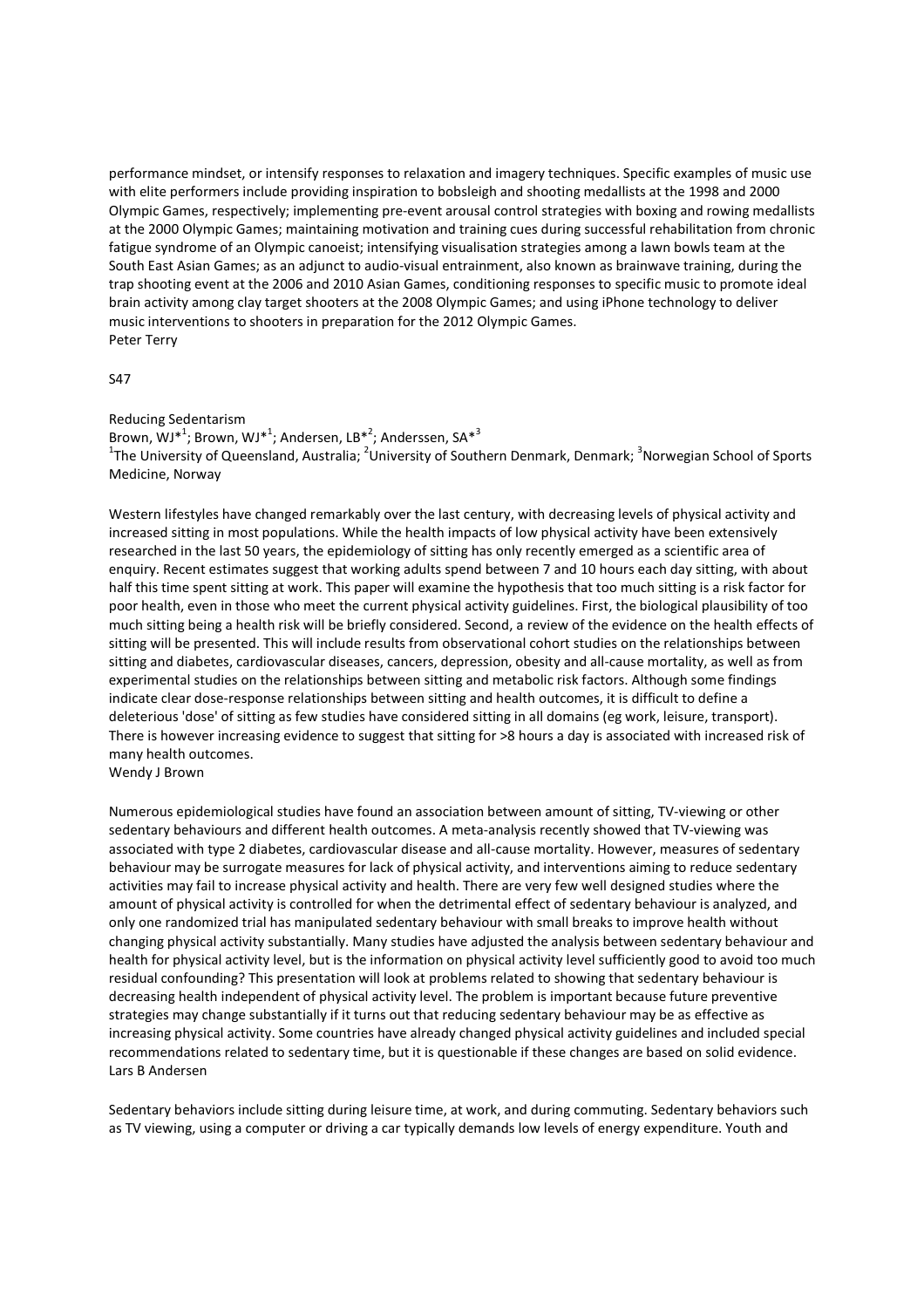performance mindset, or intensify responses to relaxation and imagery techniques. Specific examples of music use with elite performers include providing inspiration to bobsleigh and shooting medallists at the 1998 and 2000 Olympic Games, respectively; implementing pre-event arousal control strategies with boxing and rowing medallists at the 2000 Olympic Games; maintaining motivation and training cues during successful rehabilitation from chronic fatigue syndrome of an Olympic canoeist; intensifying visualisation strategies among a lawn bowls team at the South East Asian Games; as an adjunct to audio-visual entrainment, also known as brainwave training, during the trap shooting event at the 2006 and 2010 Asian Games, conditioning responses to specific music to promote ideal brain activity among clay target shooters at the 2008 Olympic Games; and using iPhone technology to deliver music interventions to shooters in preparation for the 2012 Olympic Games.
Peter Terry

S47

Reducing Sedentarism
Brown, WJ*[1]; Brown, WJ*[1]; Andersen, LB*[2]; Anderssen, SA*[3]
[1]The University of Queensland, Australia; [2]University of Southern Denmark, Denmark; [3]Norwegian School of Sports Medicine, Norway

Western lifestyles have changed remarkably over the last century, with decreasing levels of physical activity and increased sitting in most populations. While the health impacts of low physical activity have been extensively researched in the last 50 years, the epidemiology of sitting has only recently emerged as a scientific area of enquiry. Recent estimates suggest that working adults spend between 7 and 10 hours each day sitting, with about half this time spent sitting at work. This paper will examine the hypothesis that too much sitting is a risk factor for poor health, even in those who meet the current physical activity guidelines. First, the biological plausibility of too much sitting being a health risk will be briefly considered. Second, a review of the evidence on the health effects of sitting will be presented. This will include results from observational cohort studies on the relationships between sitting and diabetes, cardiovascular diseases, cancers, depression, obesity and all-cause mortality, as well as from experimental studies on the relationships between sitting and metabolic risk factors. Although some findings indicate clear dose-response relationships between sitting and health outcomes, it is difficult to define a deleterious 'dose' of sitting as few studies have considered sitting in all domains (eg work, leisure, transport). There is however increasing evidence to suggest that sitting for >8 hours a day is associated with increased risk of many health outcomes.
Wendy J Brown

Numerous epidemiological studies have found an association between amount of sitting, TV-viewing or other sedentary behaviours and different health outcomes. A meta-analysis recently showed that TV-viewing was associated with type 2 diabetes, cardiovascular disease and all-cause mortality. However, measures of sedentary behaviour may be surrogate measures for lack of physical activity, and interventions aiming to reduce sedentary activities may fail to increase physical activity and health. There are very few well designed studies where the amount of physical activity is controlled for when the detrimental effect of sedentary behaviour is analyzed, and only one randomized trial has manipulated sedentary behaviour with small breaks to improve health without changing physical activity substantially. Many studies have adjusted the analysis between sedentary behaviour and health for physical activity level, but is the information on physical activity level sufficiently good to avoid too much residual confounding? This presentation will look at problems related to showing that sedentary behaviour is decreasing health independent of physical activity level. The problem is important because future preventive strategies may change substantially if it turns out that reducing sedentary behaviour may be as effective as increasing physical activity. Some countries have already changed physical activity guidelines and included special recommendations related to sedentary time, but it is questionable if these changes are based on solid evidence.
Lars B Andersen

Sedentary behaviors include sitting during leisure time, at work, and during commuting. Sedentary behaviors such as TV viewing, using a computer or driving a car typically demands low levels of energy expenditure. Youth and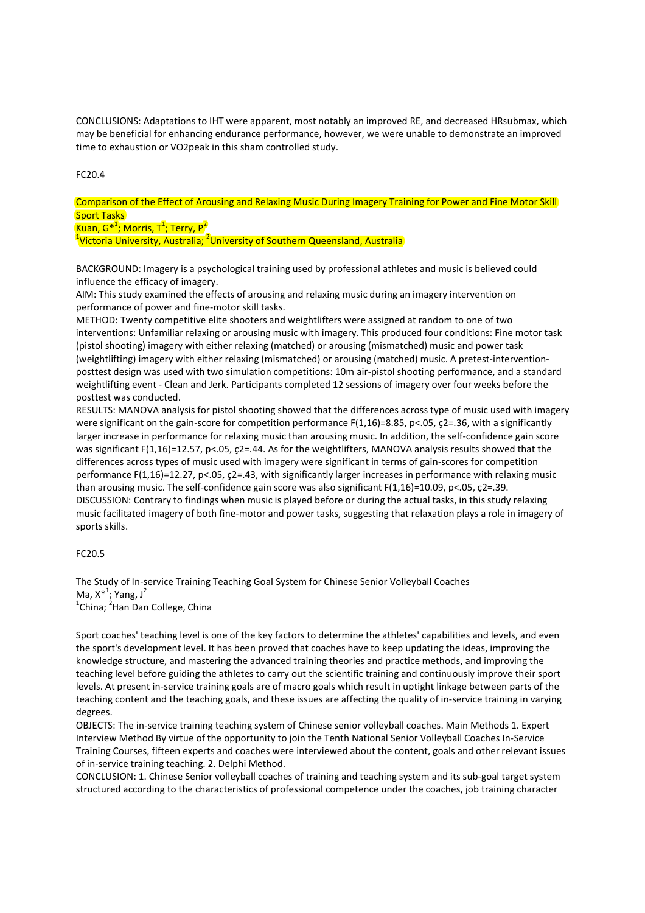CONCLUSIONS: Adaptations to IHT were apparent, most notably an improved RE, and decreased HRsubmax, which may be beneficial for enhancing endurance performance, however, we were unable to demonstrate an improved time to exhaustion or VO2peak in this sham controlled study.

FC20.4

**Comparison of the Effect of Arousing and Relaxing Music During Imagery Training for Power and Fine Motor Skill Sport Tasks**
Kuan, G*[1]; Morris, T[1]; Terry, P[2]
[1]Victoria University, Australia; [2]University of Southern Queensland, Australia

BACKGROUND: Imagery is a psychological training used by professional athletes and music is believed could influence the efficacy of imagery.
AIM: This study examined the effects of arousing and relaxing music during an imagery intervention on performance of power and fine-motor skill tasks.
METHOD: Twenty competitive elite shooters and weightlifters were assigned at random to one of two interventions: Unfamiliar relaxing or arousing music with imagery. This produced four conditions: Fine motor task (pistol shooting) imagery with either relaxing (matched) or arousing (mismatched) music and power task (weightlifting) imagery with either relaxing (mismatched) or arousing (matched) music. A pretest-intervention-posttest design was used with two simulation competitions: 10m air-pistol shooting performance, and a standard weightlifting event - Clean and Jerk. Participants completed 12 sessions of imagery over four weeks before the posttest was conducted.
RESULTS: MANOVA analysis for pistol shooting showed that the differences across type of music used with imagery were significant on the gain-score for competition performance $F(1,16)=8.85$, $p<.05$, ç2=.36, with a significantly larger increase in performance for relaxing music than arousing music. In addition, the self-confidence gain score was significant $F(1,16)=12.57$, $p<.05$, ç2=.44. As for the weightlifters, MANOVA analysis results showed that the differences across types of music used with imagery were significant in terms of gain-scores for competition performance $F(1,16)=12.27$, $p<.05$, ç2=.43, with significantly larger increases in performance with relaxing music than arousing music. The self-confidence gain score was also significant $F(1,16)=10.09$, $p<.05$, ç2=.39.
DISCUSSION: Contrary to findings when music is played before or during the actual tasks, in this study relaxing music facilitated imagery of both fine-motor and power tasks, suggesting that relaxation plays a role in imagery of sports skills.

FC20.5

The Study of In-service Training Teaching Goal System for Chinese Senior Volleyball Coaches
Ma, X*[1]; Yang, J[2]
[1]China; [2]Han Dan College, China

Sport coaches' teaching level is one of the key factors to determine the athletes' capabilities and levels, and even the sport's development level. It has been proved that coaches have to keep updating the ideas, improving the knowledge structure, and mastering the advanced training theories and practice methods, and improving the teaching level before guiding the athletes to carry out the scientific training and continuously improve their sport levels. At present in-service training goals are of macro goals which result in uptight linkage between parts of the teaching content and the teaching goals, and these issues are affecting the quality of in-service training in varying degrees.
OBJECTS: The in-service training teaching system of Chinese senior volleyball coaches. Main Methods 1. Expert Interview Method By virtue of the opportunity to join the Tenth National Senior Volleyball Coaches In-Service Training Courses, fifteen experts and coaches were interviewed about the content, goals and other relevant issues of in-service training teaching. 2. Delphi Method.
CONCLUSION: 1. Chinese Senior volleyball coaches of training and teaching system and its sub-goal target system structured according to the characteristics of professional competence under the coaches, job training character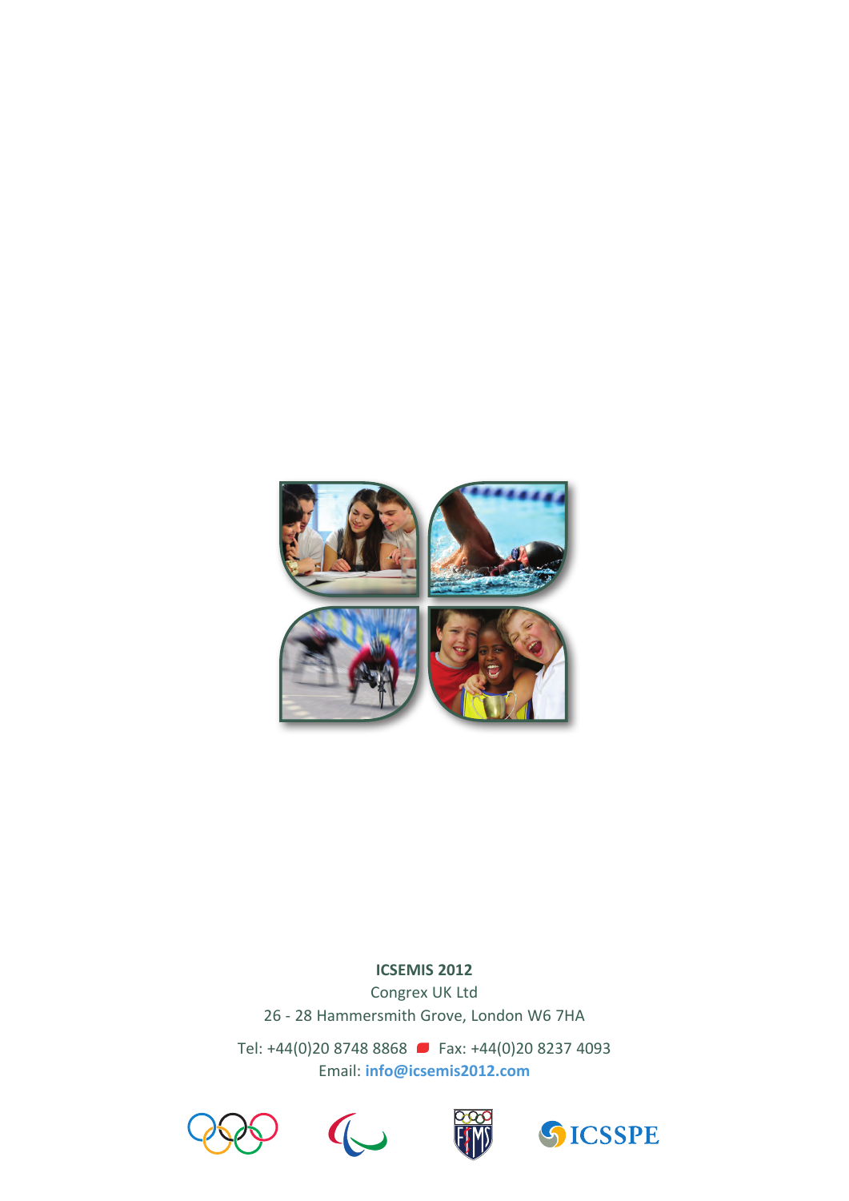**ICSEMIS 2012**

Congrex UK Ltd

26 - 28 Hammersmith Grove, London W6 7HA

Tel: +44(0)20 8748 8868 Fax: +44(0)20 8237 4093

Email: **info@icsemis2012.com**

ICSSPE